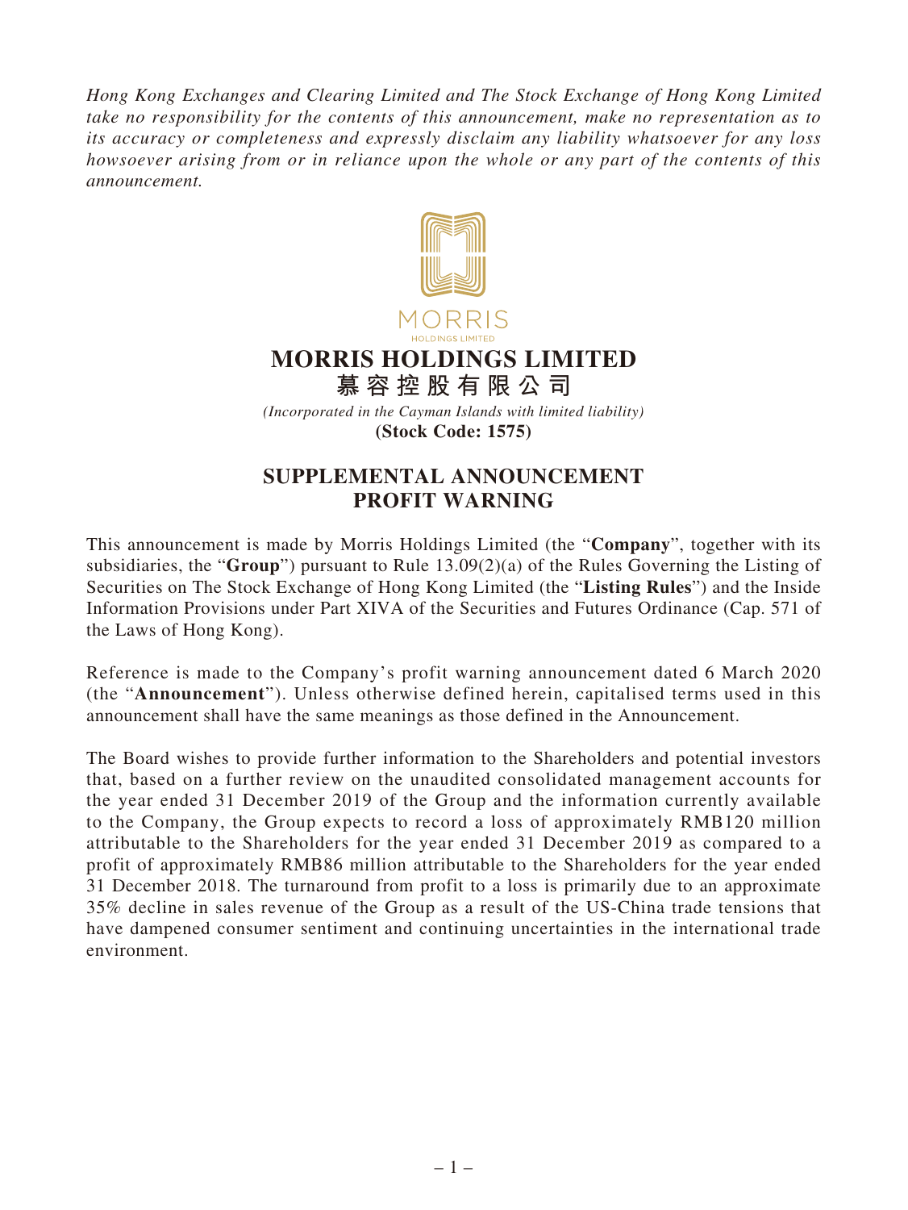*Hong Kong Exchanges and Clearing Limited and The Stock Exchange of Hong Kong Limited take no responsibility for the contents of this announcement, make no representation as to its accuracy or completeness and expressly disclaim any liability whatsoever for any loss howsoever arising from or in reliance upon the whole or any part of the contents of this announcement.*

MORRIS
HOLDINGS LIMITED

# MORRIS HOLDINGS LIMITED
# 慕容控股有限公司

*(Incorporated in the Cayman Islands with limited liability)*

**(Stock Code: 1575)**

## SUPPLEMENTAL ANNOUNCEMENT
## PROFIT WARNING

This announcement is made by Morris Holdings Limited (the "**Company**", together with its subsidiaries, the "**Group**") pursuant to Rule 13.09(2)(a) of the Rules Governing the Listing of Securities on The Stock Exchange of Hong Kong Limited (the "**Listing Rules**") and the Inside Information Provisions under Part XIVA of the Securities and Futures Ordinance (Cap. 571 of the Laws of Hong Kong).

Reference is made to the Company's profit warning announcement dated 6 March 2020 (the "**Announcement**"). Unless otherwise defined herein, capitalised terms used in this announcement shall have the same meanings as those defined in the Announcement.

The Board wishes to provide further information to the Shareholders and potential investors that, based on a further review on the unaudited consolidated management accounts for the year ended 31 December 2019 of the Group and the information currently available to the Company, the Group expects to record a loss of approximately RMB120 million attributable to the Shareholders for the year ended 31 December 2019 as compared to a profit of approximately RMB86 million attributable to the Shareholders for the year ended 31 December 2018. The turnaround from profit to a loss is primarily due to an approximate 35% decline in sales revenue of the Group as a result of the US-China trade tensions that have dampened consumer sentiment and continuing uncertainties in the international trade environment.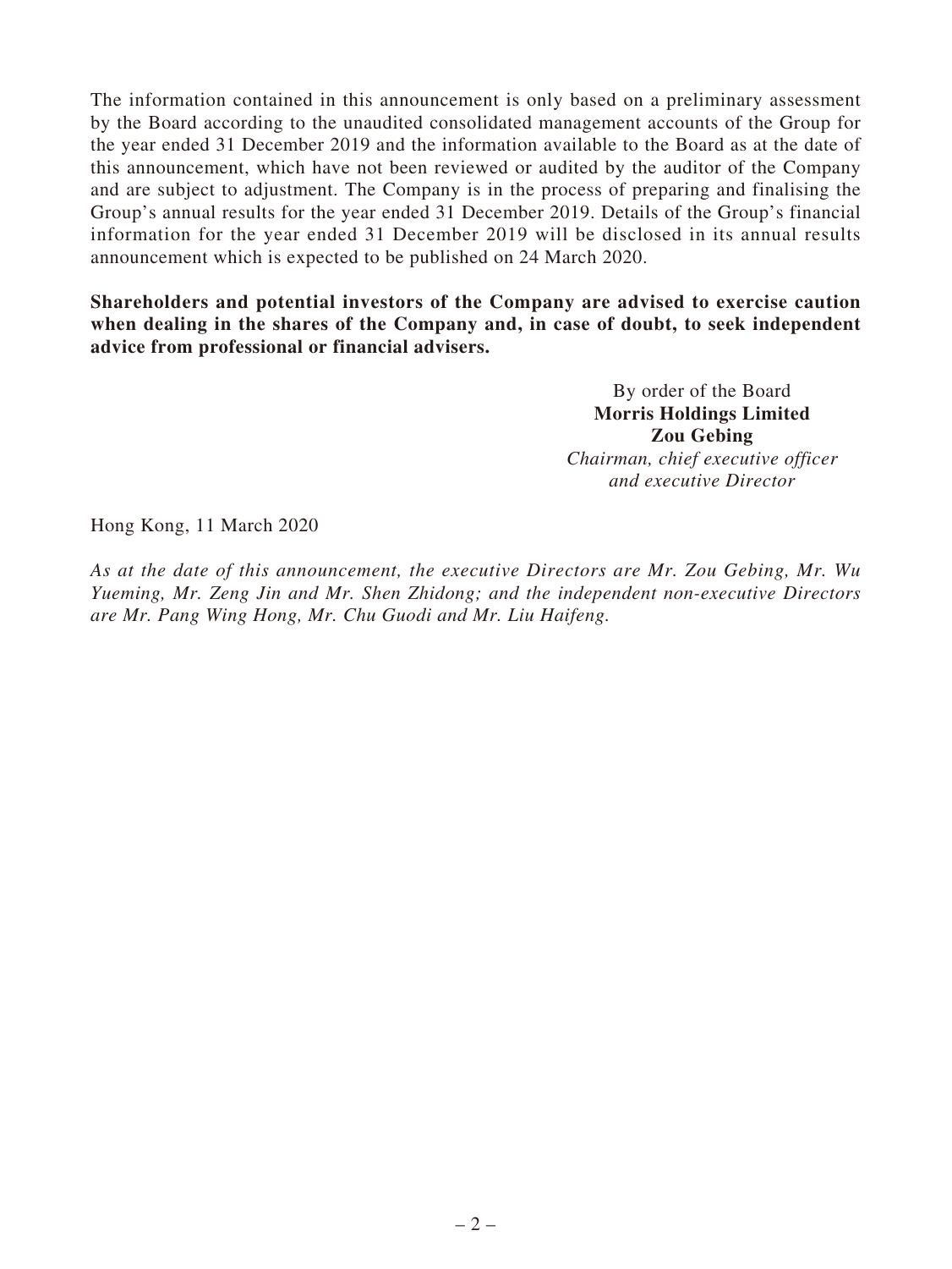The information contained in this announcement is only based on a preliminary assessment by the Board according to the unaudited consolidated management accounts of the Group for the year ended 31 December 2019 and the information available to the Board as at the date of this announcement, which have not been reviewed or audited by the auditor of the Company and are subject to adjustment. The Company is in the process of preparing and finalising the Group's annual results for the year ended 31 December 2019. Details of the Group's financial information for the year ended 31 December 2019 will be disclosed in its annual results announcement which is expected to be published on 24 March 2020.

**Shareholders and potential investors of the Company are advised to exercise caution when dealing in the shares of the Company and, in case of doubt, to seek independent advice from professional or financial advisers.**

By order of the Board
**Morris Holdings Limited**
**Zou Gebing**
*Chairman, chief executive officer and executive Director*

Hong Kong, 11 March 2020

*As at the date of this announcement, the executive Directors are Mr. Zou Gebing, Mr. Wu Yueming, Mr. Zeng Jin and Mr. Shen Zhidong; and the independent non-executive Directors are Mr. Pang Wing Hong, Mr. Chu Guodi and Mr. Liu Haifeng.*